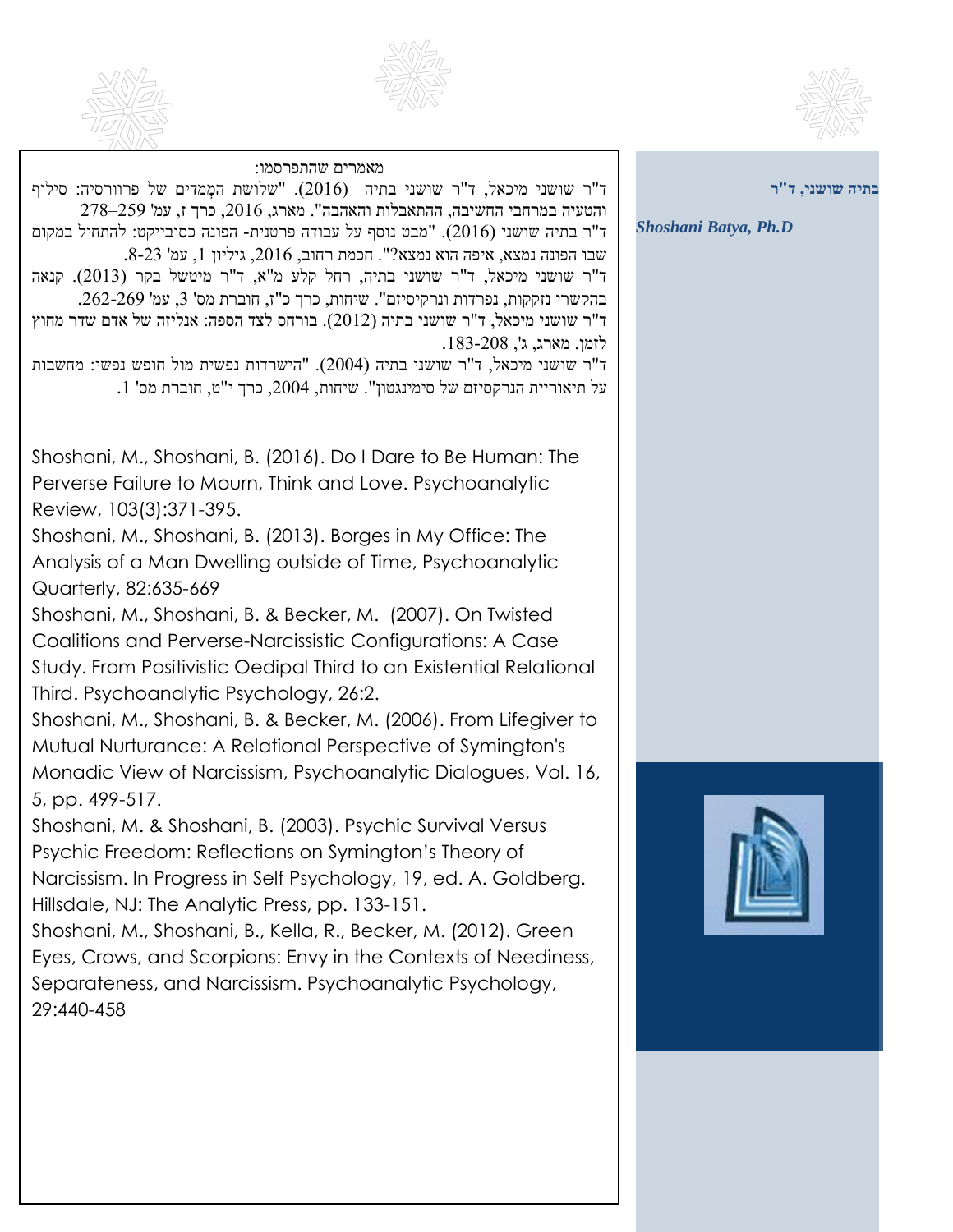**בתיה שושני, ד"ר**

***Shoshani Batya, Ph.D***

מאמרים שהתפרסמו:

ד"ר שושני מיכאל, ד"ר שושני בתיה (2016). "שלושת המֵמדים של פרוורסיה: סילוף והטעיה במרחבי החשיבה, ההתאבלות והאהבה". מארג, 2016, כרך ז, עמ' 259–278

ד"ר בתיה שושני (2016). "מבט נוסף על עבודה פרטנית- הפונה כסובייקט: להתחיל במקום שבו הפונה נמצא, איפה הוא נמצא?". חכמת רחוב, 2016, גיליון 1, עמ' 23-8.

ד"ר שושני מיכאל, ד"ר שושני בתיה, רחל קלע מ"א, ד"ר מיטשל בקר (2013). קנאה בהקשרי נזקקות, נפרדות ונרקיסיזם". שיחות, כרך כ"ז, חוברת מס' 3, עמ' 262-269.

ד"ר שושני מיכאל, ד"ר שושני בתיה (2012). בורחס לצד הספה: אנליזה של אדם שדר מחוץ לזמן. מארג, ג', 183-208.

ד"ר שושני מיכאל, ד"ר שושני בתיה (2004). "הישרדות נפשית מול חופש נפשי: מחשבות על תיאוריית הנרקסיזם של סימינגטון". שיחות, 2004, כרך י"ט, חוברת מס' 1.

Shoshani, M., Shoshani, B. (2016). Do I Dare to Be Human: The Perverse Failure to Mourn, Think and Love. Psychoanalytic Review, 103(3):371-395.

Shoshani, M., Shoshani, B. (2013). Borges in My Office: The Analysis of a Man Dwelling outside of Time, Psychoanalytic Quarterly, 82:635-669

Shoshani, M., Shoshani, B. & Becker, M. (2007). On Twisted Coalitions and Perverse-Narcissistic Configurations: A Case Study. From Positivistic Oedipal Third to an Existential Relational Third. Psychoanalytic Psychology, 26:2.

Shoshani, M., Shoshani, B. & Becker, M. (2006). From Lifegiver to Mutual Nurturance: A Relational Perspective of Symington's Monadic View of Narcissism, Psychoanalytic Dialogues, Vol. 16, 5, pp. 499-517.

Shoshani, M. & Shoshani, B. (2003). Psychic Survival Versus Psychic Freedom: Reflections on Symington's Theory of Narcissism. In Progress in Self Psychology, 19, ed. A. Goldberg. Hillsdale, NJ: The Analytic Press, pp. 133-151.

Shoshani, M., Shoshani, B., Kella, R., Becker, M. (2012). Green Eyes, Crows, and Scorpions: Envy in the Contexts of Neediness, Separateness, and Narcissism. Psychoanalytic Psychology, 29:440-458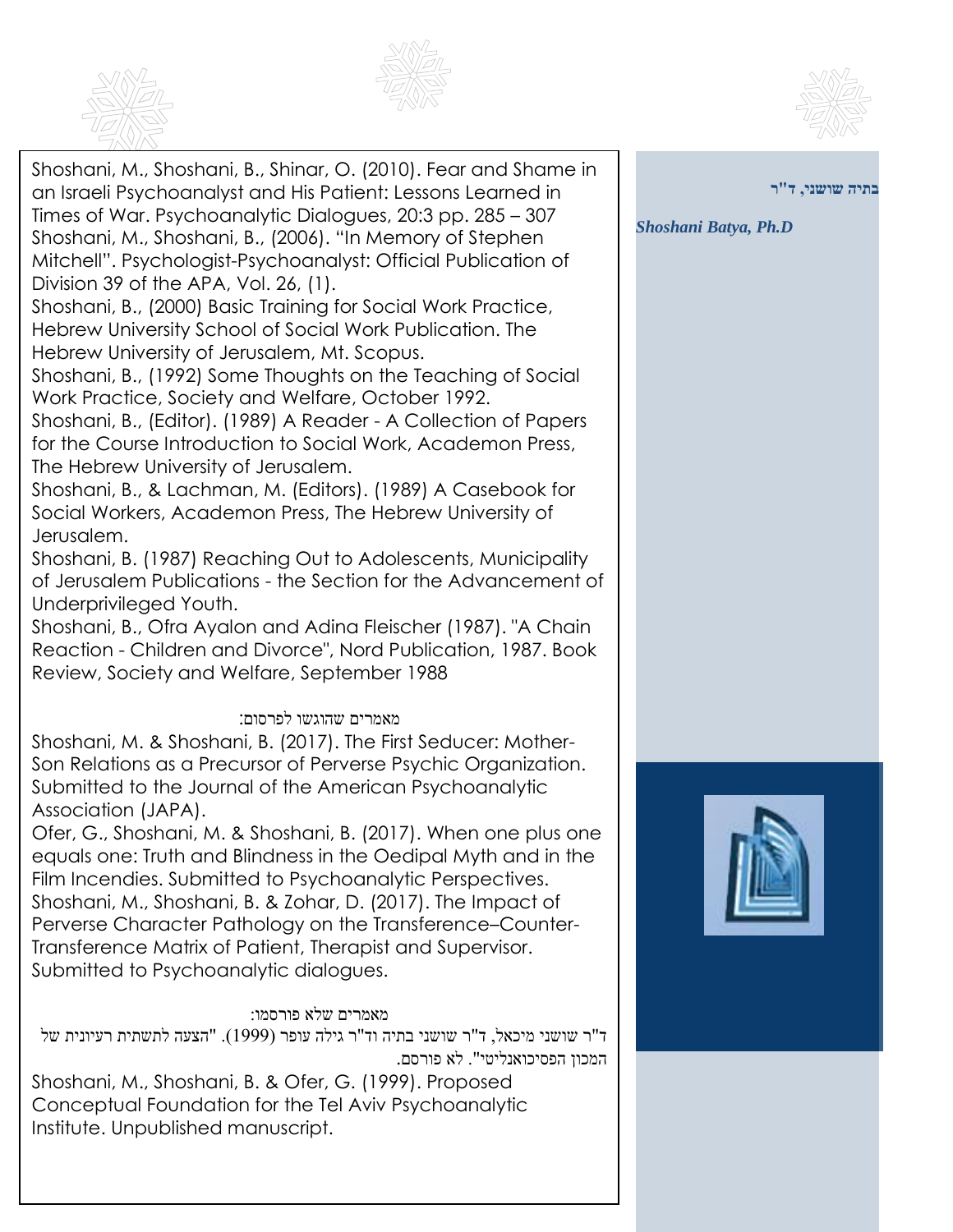Shoshani, M., Shoshani, B., Shinar, O. (2010). Fear and Shame in an Israeli Psychoanalyst and His Patient: Lessons Learned in Times of War. Psychoanalytic Dialogues, 20:3 pp. 285 – 307

Shoshani, M., Shoshani, B., (2006). "In Memory of Stephen Mitchell". Psychologist-Psychoanalyst: Official Publication of Division 39 of the APA, Vol. 26, (1).

Shoshani, B., (2000) Basic Training for Social Work Practice, Hebrew University School of Social Work Publication. The Hebrew University of Jerusalem, Mt. Scopus.

Shoshani, B., (1992) Some Thoughts on the Teaching of Social Work Practice, Society and Welfare, October 1992.

Shoshani, B., (Editor). (1989) A Reader - A Collection of Papers for the Course Introduction to Social Work, Academon Press, The Hebrew University of Jerusalem.

Shoshani, B., & Lachman, M. (Editors). (1989) A Casebook for Social Workers, Academon Press, The Hebrew University of Jerusalem.

Shoshani, B. (1987) Reaching Out to Adolescents, Municipality of Jerusalem Publications - the Section for the Advancement of Underprivileged Youth.

Shoshani, B., Ofra Ayalon and Adina Fleischer (1987). "A Chain Reaction - Children and Divorce", Nord Publication, 1987. Book Review, Society and Welfare, September 1988

מאמרים שהוגשו לפרסום:

Shoshani, M. & Shoshani, B. (2017). The First Seducer: Mother-Son Relations as a Precursor of Perverse Psychic Organization. Submitted to the Journal of the American Psychoanalytic Association (JAPA).

Ofer, G., Shoshani, M. & Shoshani, B. (2017). When one plus one equals one: Truth and Blindness in the Oedipal Myth and in the Film Incendies. Submitted to Psychoanalytic Perspectives.

Shoshani, M., Shoshani, B. & Zohar, D. (2017). The Impact of Perverse Character Pathology on the Transference–Counter-Transference Matrix of Patient, Therapist and Supervisor. Submitted to Psychoanalytic dialogues.

מאמרים שלא פורסמו:

ד"ר שושני מיכאל, ד"ר שושני בתיה וד"ר גילה עופר (1999). "הצעה לתשתית רעיונית של המכון הפסיכואנליטי". לא פורסם.

Shoshani, M., Shoshani, B. & Ofer, G. (1999). Proposed Conceptual Foundation for the Tel Aviv Psychoanalytic Institute. Unpublished manuscript.

**בתיה שושני, ד"ר**

***Shoshani Batya, Ph.D***